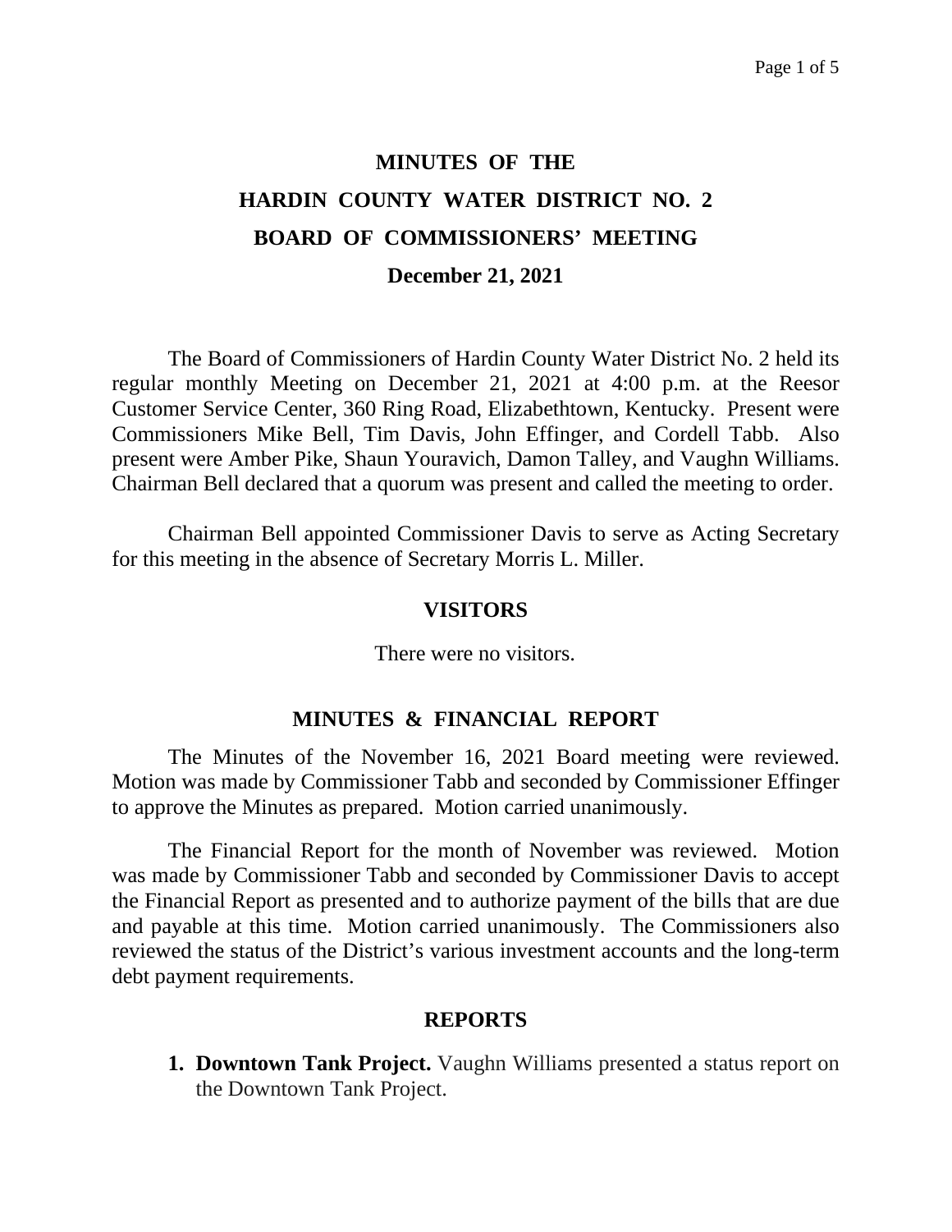# MINUTES OF THE
# HARDIN COUNTY WATER DISTRICT NO. 2
# BOARD OF COMMISSIONERS' MEETING
## December 21, 2021

The Board of Commissioners of Hardin County Water District No. 2 held its regular monthly Meeting on December 21, 2021 at 4:00 p.m. at the Reesor Customer Service Center, 360 Ring Road, Elizabethtown, Kentucky. Present were Commissioners Mike Bell, Tim Davis, John Effinger, and Cordell Tabb. Also present were Amber Pike, Shaun Youravich, Damon Talley, and Vaughn Williams. Chairman Bell declared that a quorum was present and called the meeting to order.

Chairman Bell appointed Commissioner Davis to serve as Acting Secretary for this meeting in the absence of Secretary Morris L. Miller.

## VISITORS

There were no visitors.

## MINUTES & FINANCIAL REPORT

The Minutes of the November 16, 2021 Board meeting were reviewed. Motion was made by Commissioner Tabb and seconded by Commissioner Effinger to approve the Minutes as prepared. Motion carried unanimously.

The Financial Report for the month of November was reviewed. Motion was made by Commissioner Tabb and seconded by Commissioner Davis to accept the Financial Report as presented and to authorize payment of the bills that are due and payable at this time. Motion carried unanimously. The Commissioners also reviewed the status of the District's various investment accounts and the long-term debt payment requirements.

## REPORTS

1. **Downtown Tank Project.** Vaughn Williams presented a status report on the Downtown Tank Project.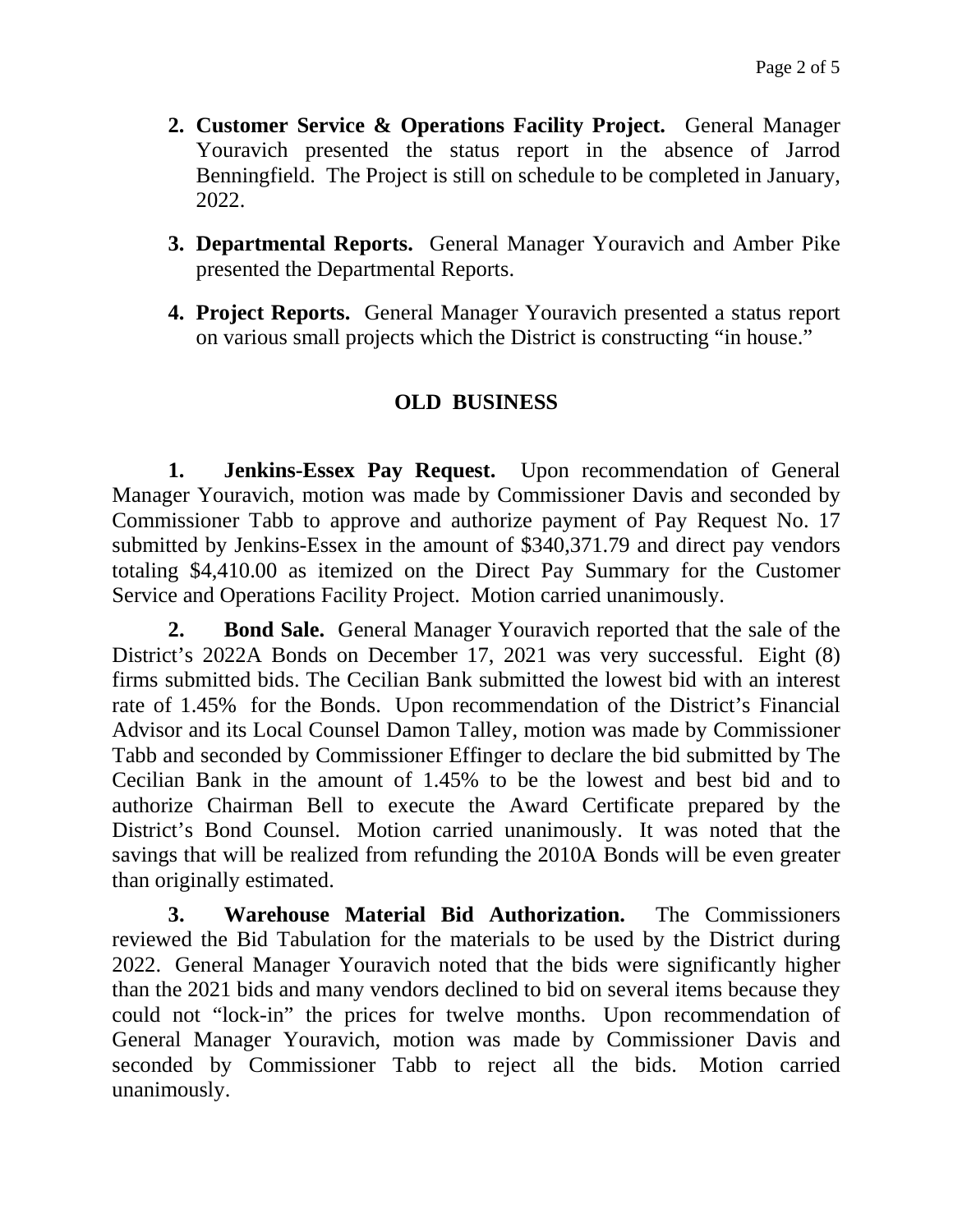2. **Customer Service & Operations Facility Project.** General Manager Youravich presented the status report in the absence of Jarrod Benningfield. The Project is still on schedule to be completed in January, 2022.

3. **Departmental Reports.** General Manager Youravich and Amber Pike presented the Departmental Reports.

4. **Project Reports.** General Manager Youravich presented a status report on various small projects which the District is constructing "in house."

## OLD BUSINESS

**1. Jenkins-Essex Pay Request.** Upon recommendation of General Manager Youravich, motion was made by Commissioner Davis and seconded by Commissioner Tabb to approve and authorize payment of Pay Request No. 17 submitted by Jenkins-Essex in the amount of $340,371.79 and direct pay vendors totaling $4,410.00 as itemized on the Direct Pay Summary for the Customer Service and Operations Facility Project. Motion carried unanimously.

**2. Bond Sale.** General Manager Youravich reported that the sale of the District's 2022A Bonds on December 17, 2021 was very successful. Eight (8) firms submitted bids. The Cecilian Bank submitted the lowest bid with an interest rate of 1.45% for the Bonds. Upon recommendation of the District's Financial Advisor and its Local Counsel Damon Talley, motion was made by Commissioner Tabb and seconded by Commissioner Effinger to declare the bid submitted by The Cecilian Bank in the amount of 1.45% to be the lowest and best bid and to authorize Chairman Bell to execute the Award Certificate prepared by the District's Bond Counsel. Motion carried unanimously. It was noted that the savings that will be realized from refunding the 2010A Bonds will be even greater than originally estimated.

**3. Warehouse Material Bid Authorization.** The Commissioners reviewed the Bid Tabulation for the materials to be used by the District during 2022. General Manager Youravich noted that the bids were significantly higher than the 2021 bids and many vendors declined to bid on several items because they could not "lock-in" the prices for twelve months. Upon recommendation of General Manager Youravich, motion was made by Commissioner Davis and seconded by Commissioner Tabb to reject all the bids. Motion carried unanimously.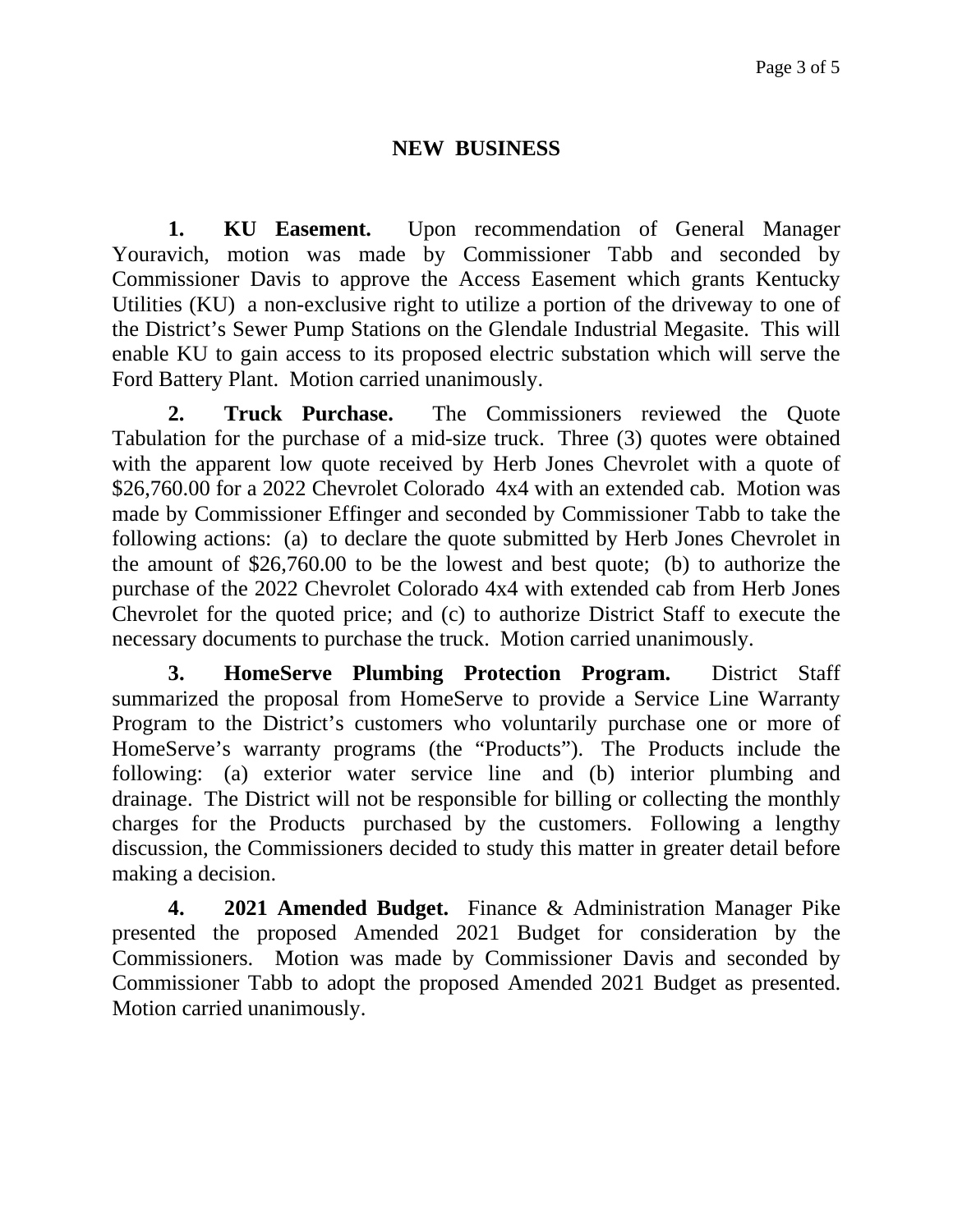## NEW BUSINESS

**1. KU Easement.** Upon recommendation of General Manager Youravich, motion was made by Commissioner Tabb and seconded by Commissioner Davis to approve the Access Easement which grants Kentucky Utilities (KU) a non-exclusive right to utilize a portion of the driveway to one of the District's Sewer Pump Stations on the Glendale Industrial Megasite. This will enable KU to gain access to its proposed electric substation which will serve the Ford Battery Plant. Motion carried unanimously.

**2. Truck Purchase.** The Commissioners reviewed the Quote Tabulation for the purchase of a mid-size truck. Three (3) quotes were obtained with the apparent low quote received by Herb Jones Chevrolet with a quote of $26,760.00 for a 2022 Chevrolet Colorado 4x4 with an extended cab. Motion was made by Commissioner Effinger and seconded by Commissioner Tabb to take the following actions: (a) to declare the quote submitted by Herb Jones Chevrolet in the amount of $26,760.00 to be the lowest and best quote; (b) to authorize the purchase of the 2022 Chevrolet Colorado 4x4 with extended cab from Herb Jones Chevrolet for the quoted price; and (c) to authorize District Staff to execute the necessary documents to purchase the truck. Motion carried unanimously.

**3. HomeServe Plumbing Protection Program.** District Staff summarized the proposal from HomeServe to provide a Service Line Warranty Program to the District's customers who voluntarily purchase one or more of HomeServe's warranty programs (the "Products"). The Products include the following: (a) exterior water service line and (b) interior plumbing and drainage. The District will not be responsible for billing or collecting the monthly charges for the Products purchased by the customers. Following a lengthy discussion, the Commissioners decided to study this matter in greater detail before making a decision.

**4. 2021 Amended Budget.** Finance & Administration Manager Pike presented the proposed Amended 2021 Budget for consideration by the Commissioners. Motion was made by Commissioner Davis and seconded by Commissioner Tabb to adopt the proposed Amended 2021 Budget as presented. Motion carried unanimously.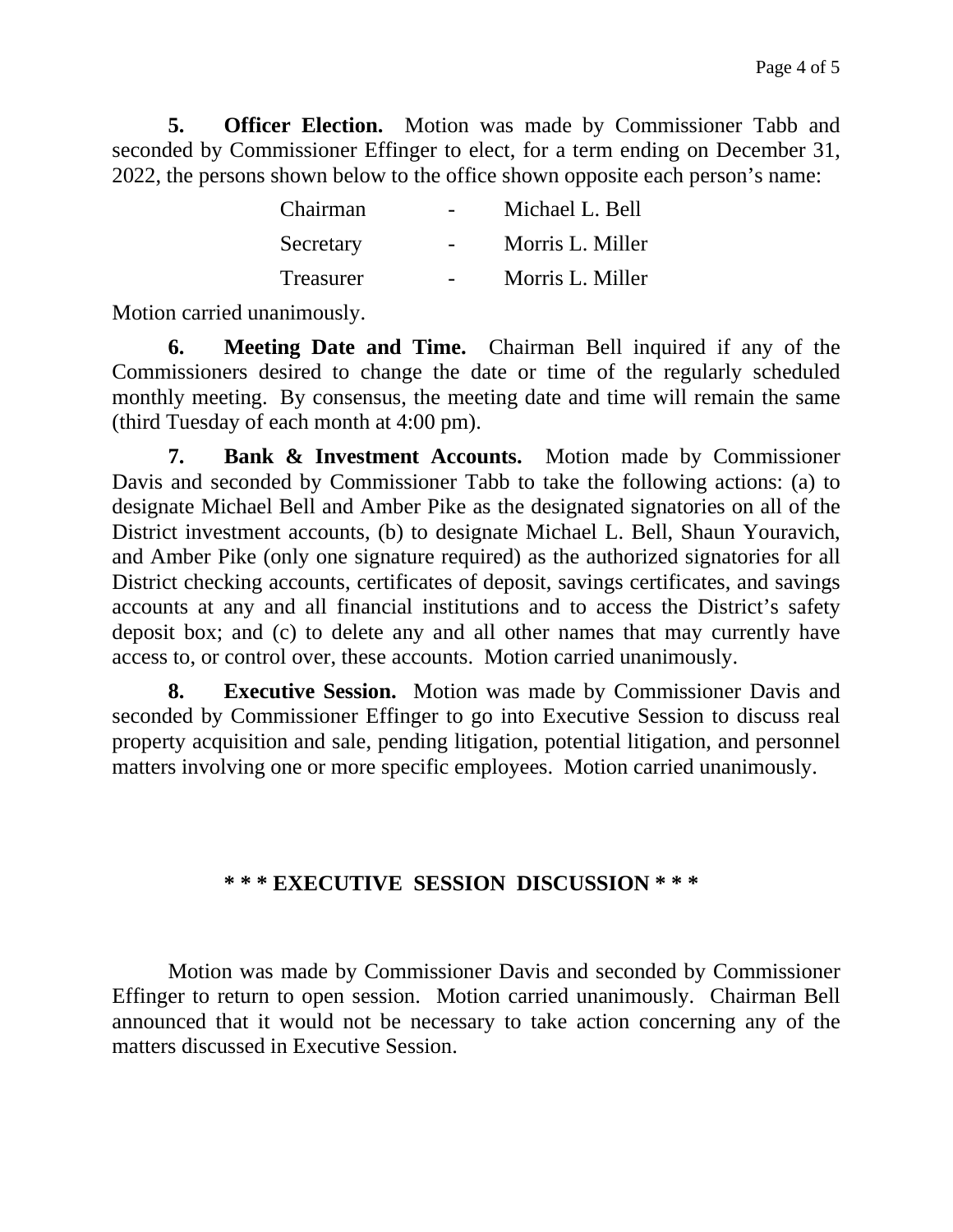**5. Officer Election.** Motion was made by Commissioner Tabb and seconded by Commissioner Effinger to elect, for a term ending on December 31, 2022, the persons shown below to the office shown opposite each person's name:

| | | |
|---|---|---|
| Chairman | - | Michael L. Bell |
| Secretary | - | Morris L. Miller |
| Treasurer | - | Morris L. Miller |

Motion carried unanimously.

**6. Meeting Date and Time.** Chairman Bell inquired if any of the Commissioners desired to change the date or time of the regularly scheduled monthly meeting. By consensus, the meeting date and time will remain the same (third Tuesday of each month at 4:00 pm).

**7. Bank & Investment Accounts.** Motion made by Commissioner Davis and seconded by Commissioner Tabb to take the following actions: (a) to designate Michael Bell and Amber Pike as the designated signatories on all of the District investment accounts, (b) to designate Michael L. Bell, Shaun Youravich, and Amber Pike (only one signature required) as the authorized signatories for all District checking accounts, certificates of deposit, savings certificates, and savings accounts at any and all financial institutions and to access the District's safety deposit box; and (c) to delete any and all other names that may currently have access to, or control over, these accounts. Motion carried unanimously.

**8. Executive Session.** Motion was made by Commissioner Davis and seconded by Commissioner Effinger to go into Executive Session to discuss real property acquisition and sale, pending litigation, potential litigation, and personnel matters involving one or more specific employees. Motion carried unanimously.

**\* \* \* EXECUTIVE SESSION DISCUSSION \* \* \***

Motion was made by Commissioner Davis and seconded by Commissioner Effinger to return to open session. Motion carried unanimously. Chairman Bell announced that it would not be necessary to take action concerning any of the matters discussed in Executive Session.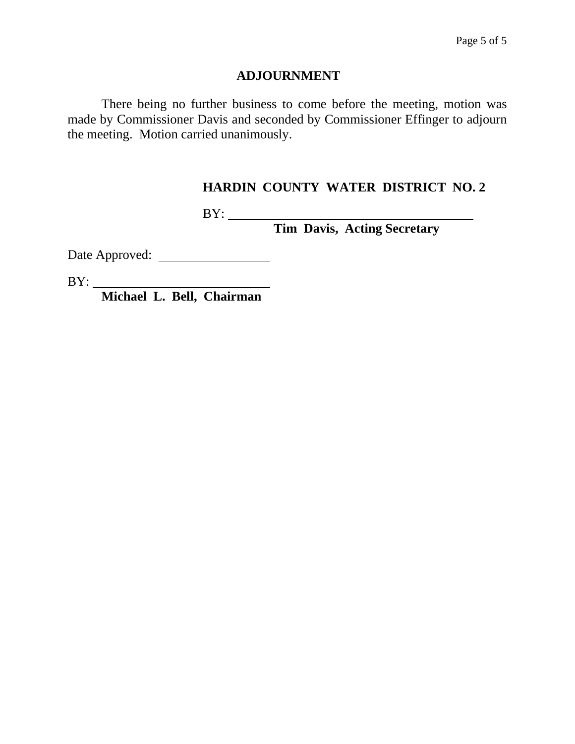## ADJOURNMENT

There being no further business to come before the meeting, motion was made by Commissioner Davis and seconded by Commissioner Effinger to adjourn the meeting. Motion carried unanimously.

**HARDIN COUNTY WATER DISTRICT NO. 2**

BY: ______________________________

**Tim Davis, Acting Secretary**

Date Approved: ________________

BY: ______________________________

**Michael L. Bell, Chairman**